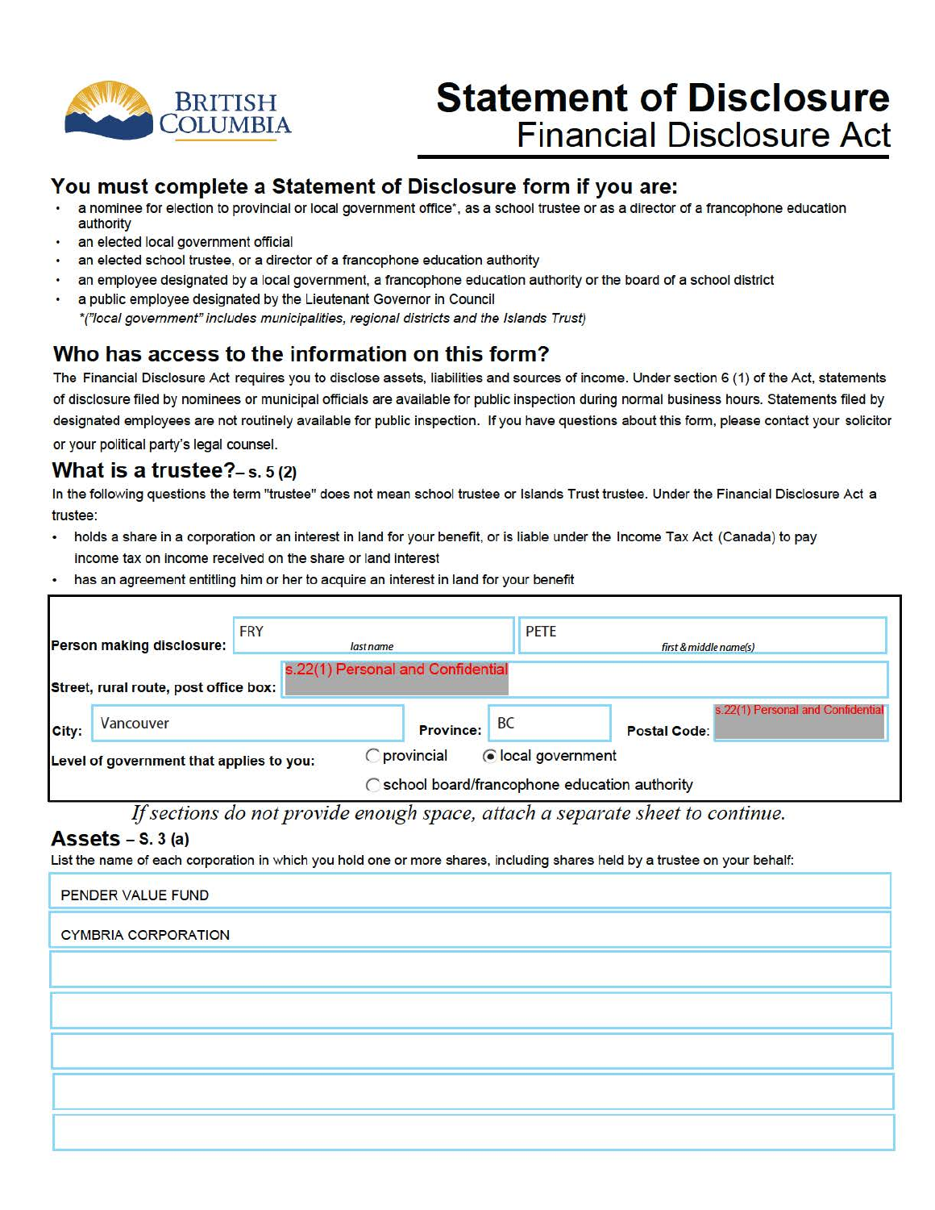BRITISH COLUMBIA

# Statement of Disclosure

## Financial Disclosure Act

## You must complete a Statement of Disclosure form if you are:

- a nominee for election to provincial or local government office*, as a school trustee or as a director of a francophone education authority
- an elected local government official
- an elected school trustee, or a director of a francophone education authority
- an employee designated by a local government, a francophone education authority or the board of a school district
- a public employee designated by the Lieutenant Governor in Council

  *("local government" includes municipalities, regional districts and the Islands Trust)*

## Who has access to the information on this form?

The Financial Disclosure Act requires you to disclose assets, liabilities and sources of income. Under section 6 (1) of the Act, statements of disclosure filed by nominees or municipal officials are available for public inspection during normal business hours. Statements filed by designated employees are not routinely available for public inspection. If you have questions about this form, please contact your solicitor or your political party's legal counsel.

## What is a trustee? – s. 5 (2)

In the following questions the term "trustee" does not mean school trustee or Islands Trust trustee. Under the Financial Disclosure Act a trustee:

- holds a share in a corporation or an interest in land for your benefit, or is liable under the Income Tax Act (Canada) to pay income tax on income received on the share or land interest
- has an agreement entitling him or her to acquire an interest in land for your benefit

| | | |
|---|---|---|
| **Person making disclosure:** | FRY (last name) | PETE (first & middle name(s)) |
| **Street, rural route, post office box:** | s.22(1) Personal and Confidential | |
| **City:** Vancouver | **Province:** BC | **Postal Code:** s.22(1) Personal and Confidential |
| **Level of government that applies to you:** | ○ provincial ◉ local government ○ school board/francophone education authority | |

*If sections do not provide enough space, attach a separate sheet to continue.*

## Assets – s. 3 (a)

List the name of each corporation in which you hold one or more shares, including shares held by a trustee on your behalf:

- PENDER VALUE FUND
- CYMBRIA CORPORATION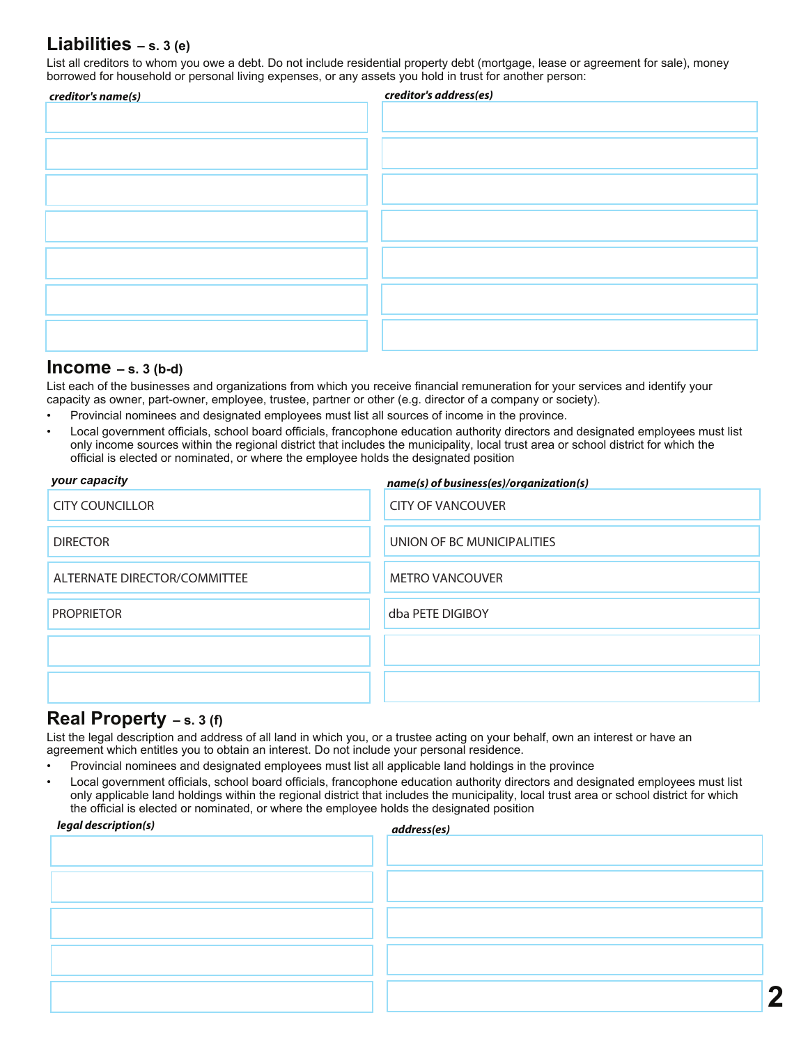## Liabilities – s. 3 (e)

List all creditors to whom you owe a debt. Do not include residential property debt (mortgage, lease or agreement for sale), money borrowed for household or personal living expenses, or any assets you hold in trust for another person:

| *creditor's name(s)* | *creditor's address(es)* |
|---|---|
| | |
| | |
| | |
| | |
| | |
| | |
| | |

## Income – s. 3 (b-d)

List each of the businesses and organizations from which you receive financial remuneration for your services and identify your capacity as owner, part-owner, employee, trustee, partner or other (e.g. director of a company or society).

- Provincial nominees and designated employees must list all sources of income in the province.
- Local government officials, school board officials, francophone education authority directors and designated employees must list only income sources within the regional district that includes the municipality, local trust area or school district for which the official is elected or nominated, or where the employee holds the designated position

| *your capacity* | *name(s) of business(es)/organization(s)* |
|---|---|
| CITY COUNCILLOR | CITY OF VANCOUVER |
| DIRECTOR | UNION OF BC MUNICIPALITIES |
| ALTERNATE DIRECTOR/COMMITTEE | METRO VANCOUVER |
| PROPRIETOR | dba PETE DIGIBOY |
| | |
| | |

## Real Property – s. 3 (f)

List the legal description and address of all land in which you, or a trustee acting on your behalf, own an interest or have an agreement which entitles you to obtain an interest. Do not include your personal residence.

- Provincial nominees and designated employees must list all applicable land holdings in the province
- Local government officials, school board officials, francophone education authority directors and designated employees must list only applicable land holdings within the regional district that includes the municipality, local trust area or school district for which the official is elected or nominated, or where the employee holds the designated position

| *legal description(s)* | *address(es)* |
|---|---|
| | |
| | |
| | |
| | |
| | |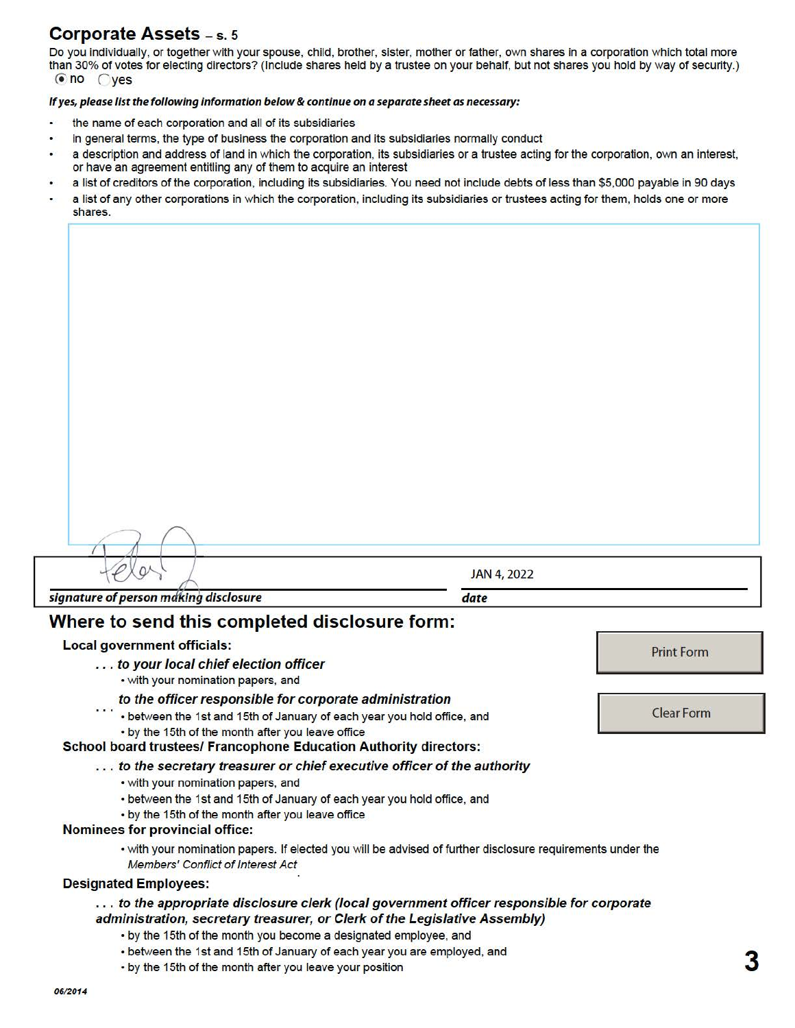## Corporate Assets – s. 5

Do you individually, or together with your spouse, child, brother, sister, mother or father, own shares in a corporation which total more than 30% of votes for electing directors? (Include shares held by a trustee on your behalf, but not shares you hold by way of security.)

(●) no ( ) yes

***If yes, please list the following information below & continue on a separate sheet as necessary:***

- the name of each corporation and all of its subsidiaries
- in general terms, the type of business the corporation and its subsidiaries normally conduct
- a description and address of land in which the corporation, its subsidiaries or a trustee acting for the corporation, own an interest, or have an agreement entitling any of them to acquire an interest
- a list of creditors of the corporation, including its subsidiaries. You need not include debts of less than $5,000 payable in 90 days
- a list of any other corporations in which the corporation, including its subsidiaries or trustees acting for them, holds one or more shares.

| | |
|---|---|
| [signature] | JAN 4, 2022 |
| ***signature of person making disclosure*** | ***date*** |

## Where to send this completed disclosure form:

**Local government officials:**

*. . . to your local chief election officer*

- with your nomination papers, and

*. . . to the officer responsible for corporate administration*

- between the 1st and 15th of January of each year you hold office, and
- by the 15th of the month after you leave office

**School board trustees/ Francophone Education Authority directors:**

*. . . to the secretary treasurer or chief executive officer of the authority*

- with your nomination papers, and
- between the 1st and 15th of January of each year you hold office, and
- by the 15th of the month after you leave office

**Nominees for provincial office:**

- with your nomination papers. If elected you will be advised of further disclosure requirements under the *Members' Conflict of Interest Act*

**Designated Employees:**

***. . . to the appropriate disclosure clerk (local government officer responsible for corporate administration, secretary treasurer, or Clerk of the Legislative Assembly)***

- by the 15th of the month you become a designated employee, and
- between the 1st and 15th of January of each year you are employed, and
- by the 15th of the month after you leave your position

Print Form

Clear Form

*06/2014*